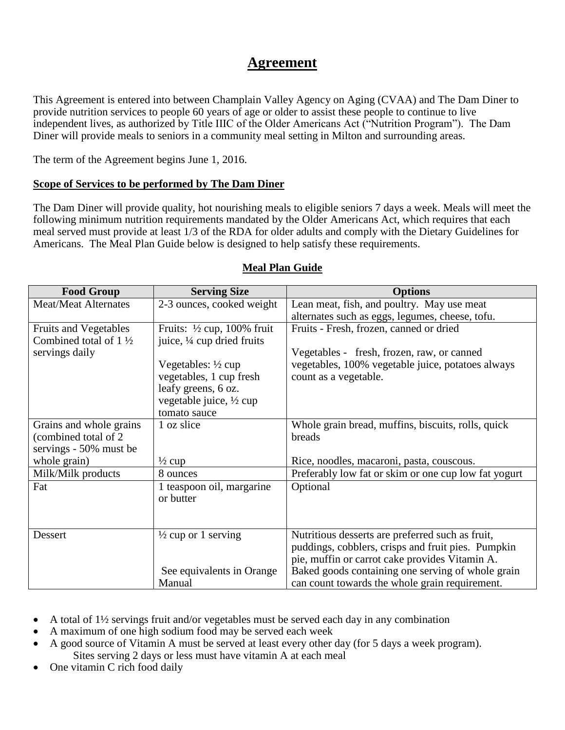# Agreement

This Agreement is entered into between Champlain Valley Agency on Aging (CVAA) and The Dam Diner to provide nutrition services to people 60 years of age or older to assist these people to continue to live independent lives, as authorized by Title IIIC of the Older Americans Act ("Nutrition Program"). The Dam Diner will provide meals to seniors in a community meal setting in Milton and surrounding areas.

The term of the Agreement begins June 1, 2016.

**Scope of Services to be performed by The Dam Diner**

The Dam Diner will provide quality, hot nourishing meals to eligible seniors 7 days a week. Meals will meet the following minimum nutrition requirements mandated by the Older Americans Act, which requires that each meal served must provide at least 1/3 of the RDA for older adults and comply with the Dietary Guidelines for Americans. The Meal Plan Guide below is designed to help satisfy these requirements.

**Meal Plan Guide**

| Food Group | Serving Size | Options |
|---|---|---|
| Meat/Meat Alternates | 2-3 ounces, cooked weight | Lean meat, fish, and poultry. May use meat alternates such as eggs, legumes, cheese, tofu. |
| Fruits and Vegetables Combined total of 1 ½ servings daily | Fruits: ½ cup, 100% fruit juice, ¼ cup dried fruits<br><br>Vegetables: ½ cup vegetables, 1 cup fresh leafy greens, 6 oz. vegetable juice, ½ cup tomato sauce | Fruits - Fresh, frozen, canned or dried<br><br>Vegetables - fresh, frozen, raw, or canned vegetables, 100% vegetable juice, potatoes always count as a vegetable. |
| Grains and whole grains (combined total of 2 servings - 50% must be whole grain) | 1 oz slice<br><br>½ cup | Whole grain bread, muffins, biscuits, rolls, quick breads<br><br>Rice, noodles, macaroni, pasta, couscous. |
| Milk/Milk products | 8 ounces | Preferably low fat or skim or one cup low fat yogurt |
| Fat | 1 teaspoon oil, margarine or butter | Optional |
| Dessert | ½ cup or 1 serving<br><br>See equivalents in Orange Manual | Nutritious desserts are preferred such as fruit, puddings, cobblers, crisps and fruit pies. Pumpkin pie, muffin or carrot cake provides Vitamin A. Baked goods containing one serving of whole grain can count towards the whole grain requirement. |

- A total of 1½ servings fruit and/or vegetables must be served each day in any combination
- A maximum of one high sodium food may be served each week
- A good source of Vitamin A must be served at least every other day (for 5 days a week program). Sites serving 2 days or less must have vitamin A at each meal
- One vitamin C rich food daily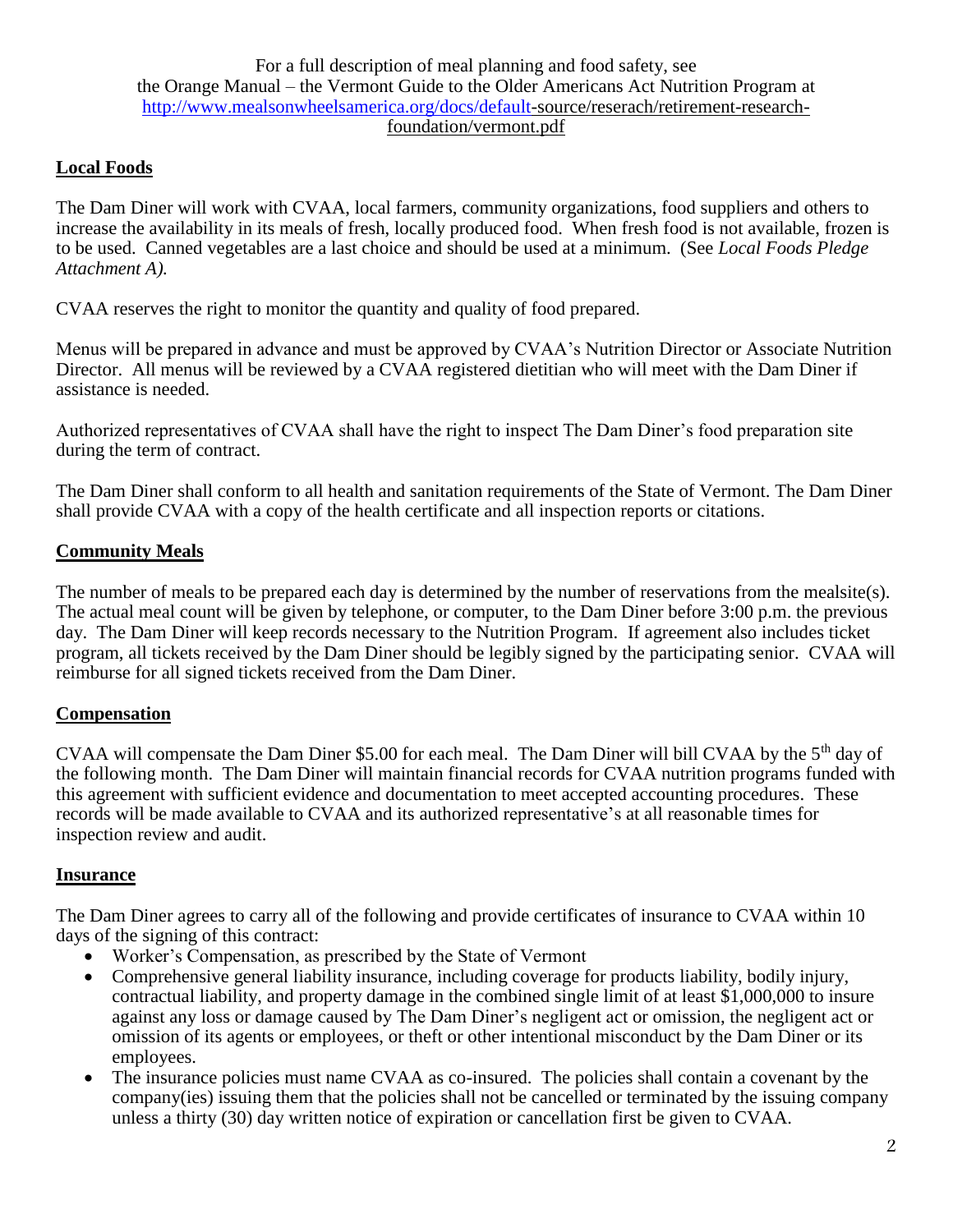For a full description of meal planning and food safety, see
the Orange Manual – the Vermont Guide to the Older Americans Act Nutrition Program at
http://www.mealsonwheelsamerica.org/docs/default-source/reserach/retirement-research-foundation/vermont.pdf

## Local Foods

The Dam Diner will work with CVAA, local farmers, community organizations, food suppliers and others to increase the availability in its meals of fresh, locally produced food. When fresh food is not available, frozen is to be used. Canned vegetables are a last choice and should be used at a minimum. (See *Local Foods Pledge Attachment A).*

CVAA reserves the right to monitor the quantity and quality of food prepared.

Menus will be prepared in advance and must be approved by CVAA's Nutrition Director or Associate Nutrition Director. All menus will be reviewed by a CVAA registered dietitian who will meet with the Dam Diner if assistance is needed.

Authorized representatives of CVAA shall have the right to inspect The Dam Diner's food preparation site during the term of contract.

The Dam Diner shall conform to all health and sanitation requirements of the State of Vermont. The Dam Diner shall provide CVAA with a copy of the health certificate and all inspection reports or citations.

## Community Meals

The number of meals to be prepared each day is determined by the number of reservations from the mealsite(s). The actual meal count will be given by telephone, or computer, to the Dam Diner before 3:00 p.m. the previous day. The Dam Diner will keep records necessary to the Nutrition Program. If agreement also includes ticket program, all tickets received by the Dam Diner should be legibly signed by the participating senior. CVAA will reimburse for all signed tickets received from the Dam Diner.

## Compensation

CVAA will compensate the Dam Diner $5.00 for each meal. The Dam Diner will bill CVAA by the 5th day of the following month. The Dam Diner will maintain financial records for CVAA nutrition programs funded with this agreement with sufficient evidence and documentation to meet accepted accounting procedures. These records will be made available to CVAA and its authorized representative's at all reasonable times for inspection review and audit.

## Insurance

The Dam Diner agrees to carry all of the following and provide certificates of insurance to CVAA within 10 days of the signing of this contract:

- Worker's Compensation, as prescribed by the State of Vermont
- Comprehensive general liability insurance, including coverage for products liability, bodily injury, contractual liability, and property damage in the combined single limit of at least $1,000,000 to insure against any loss or damage caused by The Dam Diner's negligent act or omission, the negligent act or omission of its agents or employees, or theft or other intentional misconduct by the Dam Diner or its employees.
- The insurance policies must name CVAA as co-insured. The policies shall contain a covenant by the company(ies) issuing them that the policies shall not be cancelled or terminated by the issuing company unless a thirty (30) day written notice of expiration or cancellation first be given to CVAA.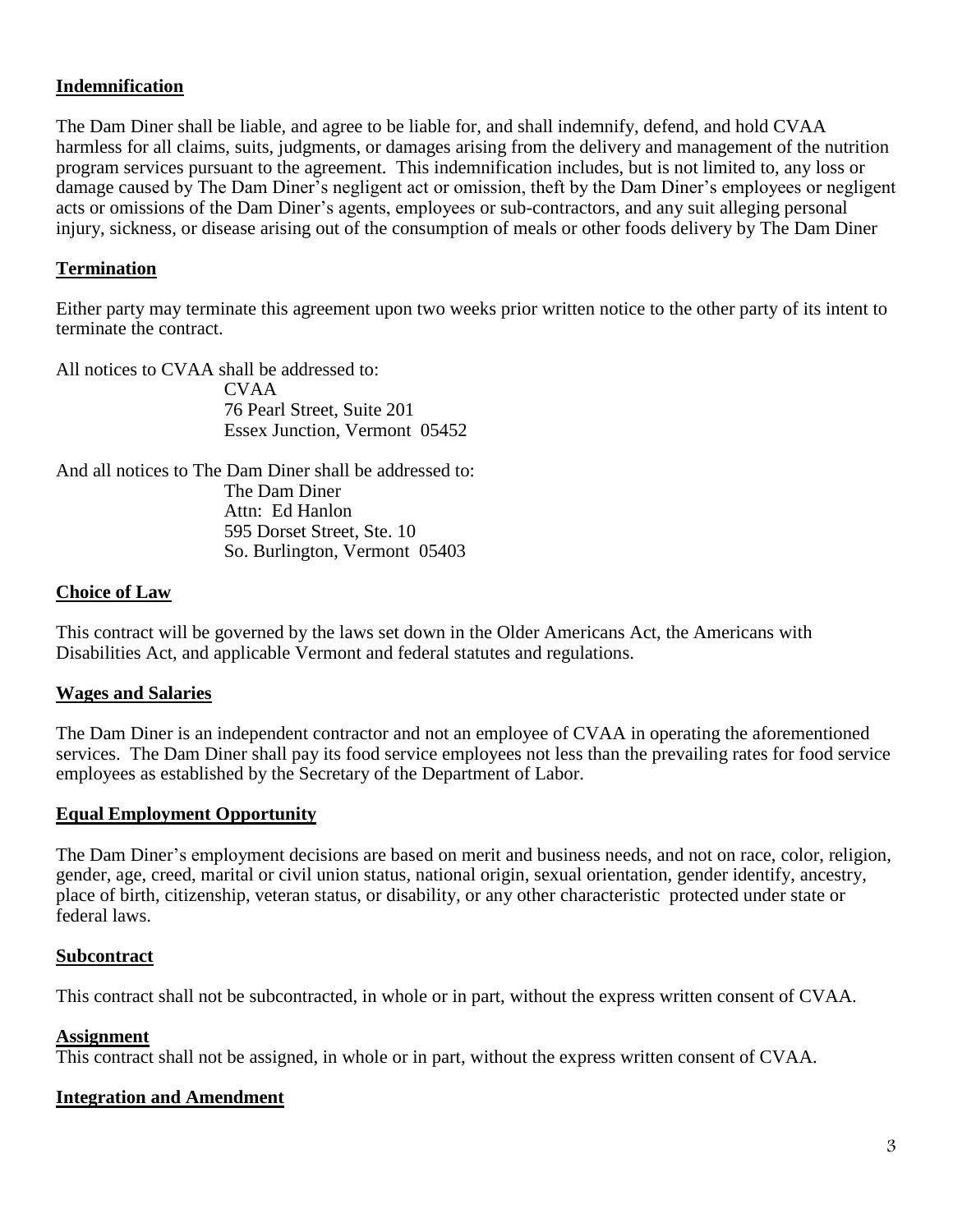## Indemnification

The Dam Diner shall be liable, and agree to be liable for, and shall indemnify, defend, and hold CVAA harmless for all claims, suits, judgments, or damages arising from the delivery and management of the nutrition program services pursuant to the agreement. This indemnification includes, but is not limited to, any loss or damage caused by The Dam Diner's negligent act or omission, theft by the Dam Diner's employees or negligent acts or omissions of the Dam Diner's agents, employees or sub-contractors, and any suit alleging personal injury, sickness, or disease arising out of the consumption of meals or other foods delivery by The Dam Diner

## Termination

Either party may terminate this agreement upon two weeks prior written notice to the other party of its intent to terminate the contract.

All notices to CVAA shall be addressed to:

CVAA
76 Pearl Street, Suite 201
Essex Junction, Vermont 05452

And all notices to The Dam Diner shall be addressed to:

The Dam Diner
Attn: Ed Hanlon
595 Dorset Street, Ste. 10
So. Burlington, Vermont 05403

## Choice of Law

This contract will be governed by the laws set down in the Older Americans Act, the Americans with Disabilities Act, and applicable Vermont and federal statutes and regulations.

## Wages and Salaries

The Dam Diner is an independent contractor and not an employee of CVAA in operating the aforementioned services. The Dam Diner shall pay its food service employees not less than the prevailing rates for food service employees as established by the Secretary of the Department of Labor.

## Equal Employment Opportunity

The Dam Diner's employment decisions are based on merit and business needs, and not on race, color, religion, gender, age, creed, marital or civil union status, national origin, sexual orientation, gender identify, ancestry, place of birth, citizenship, veteran status, or disability, or any other characteristic protected under state or federal laws.

## Subcontract

This contract shall not be subcontracted, in whole or in part, without the express written consent of CVAA.

## Assignment

This contract shall not be assigned, in whole or in part, without the express written consent of CVAA.

## Integration and Amendment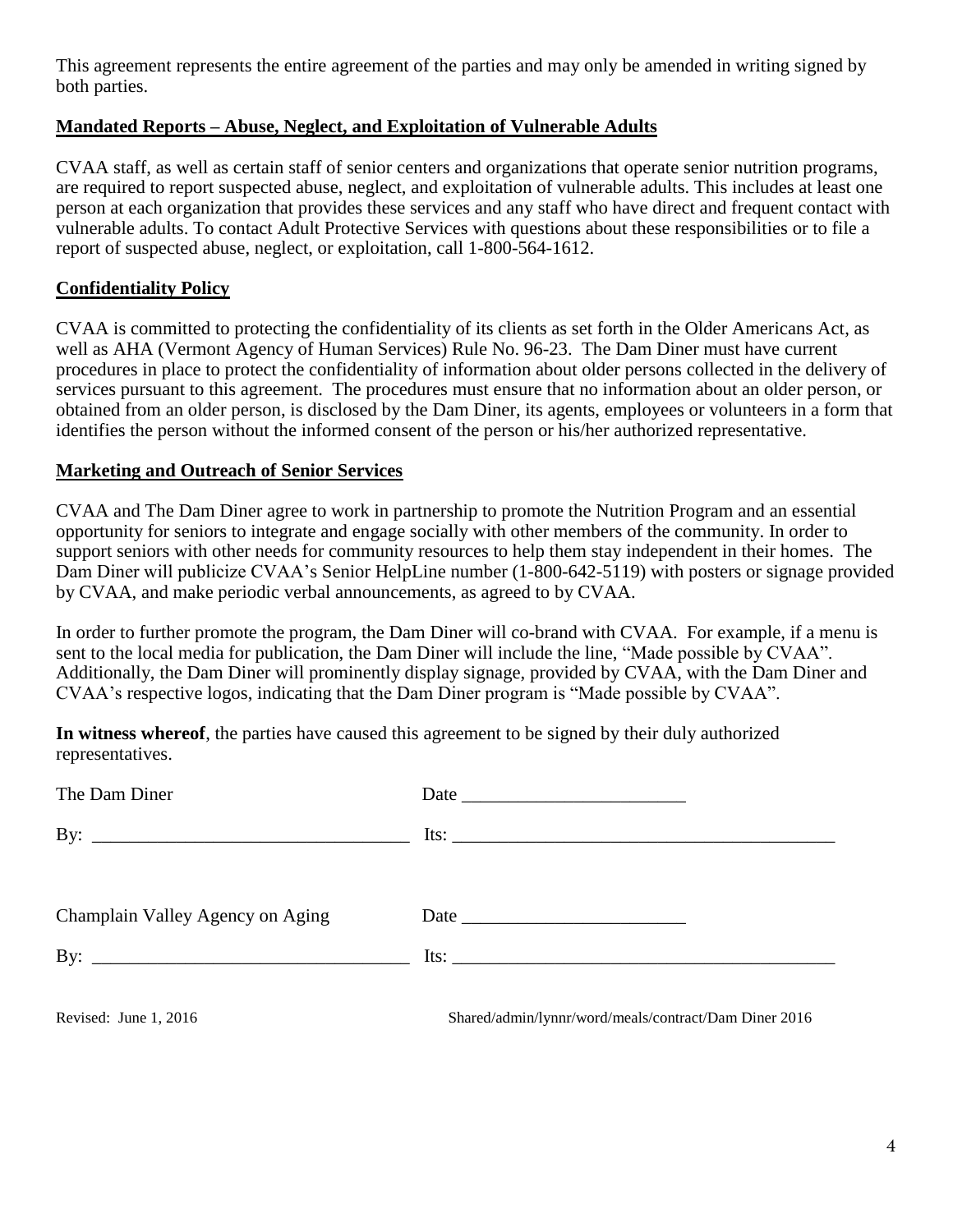This agreement represents the entire agreement of the parties and may only be amended in writing signed by both parties.

## Mandated Reports – Abuse, Neglect, and Exploitation of Vulnerable Adults

CVAA staff, as well as certain staff of senior centers and organizations that operate senior nutrition programs, are required to report suspected abuse, neglect, and exploitation of vulnerable adults. This includes at least one person at each organization that provides these services and any staff who have direct and frequent contact with vulnerable adults. To contact Adult Protective Services with questions about these responsibilities or to file a report of suspected abuse, neglect, or exploitation, call 1-800-564-1612.

## Confidentiality Policy

CVAA is committed to protecting the confidentiality of its clients as set forth in the Older Americans Act, as well as AHA (Vermont Agency of Human Services) Rule No. 96-23. The Dam Diner must have current procedures in place to protect the confidentiality of information about older persons collected in the delivery of services pursuant to this agreement. The procedures must ensure that no information about an older person, or obtained from an older person, is disclosed by the Dam Diner, its agents, employees or volunteers in a form that identifies the person without the informed consent of the person or his/her authorized representative.

## Marketing and Outreach of Senior Services

CVAA and The Dam Diner agree to work in partnership to promote the Nutrition Program and an essential opportunity for seniors to integrate and engage socially with other members of the community. In order to support seniors with other needs for community resources to help them stay independent in their homes. The Dam Diner will publicize CVAA's Senior HelpLine number (1-800-642-5119) with posters or signage provided by CVAA, and make periodic verbal announcements, as agreed to by CVAA.

In order to further promote the program, the Dam Diner will co-brand with CVAA. For example, if a menu is sent to the local media for publication, the Dam Diner will include the line, "Made possible by CVAA". Additionally, the Dam Diner will prominently display signage, provided by CVAA, with the Dam Diner and CVAA's respective logos, indicating that the Dam Diner program is "Made possible by CVAA".

**In witness whereof**, the parties have caused this agreement to be signed by their duly authorized representatives.

The Dam Diner Date ________________________

By: __________________________________ Its: ___________________________________________

Champlain Valley Agency on Aging Date ________________________

By: __________________________________ Its: ___________________________________________

Revised: June 1, 2016 Shared/admin/lynnr/word/meals/contract/Dam Diner 2016